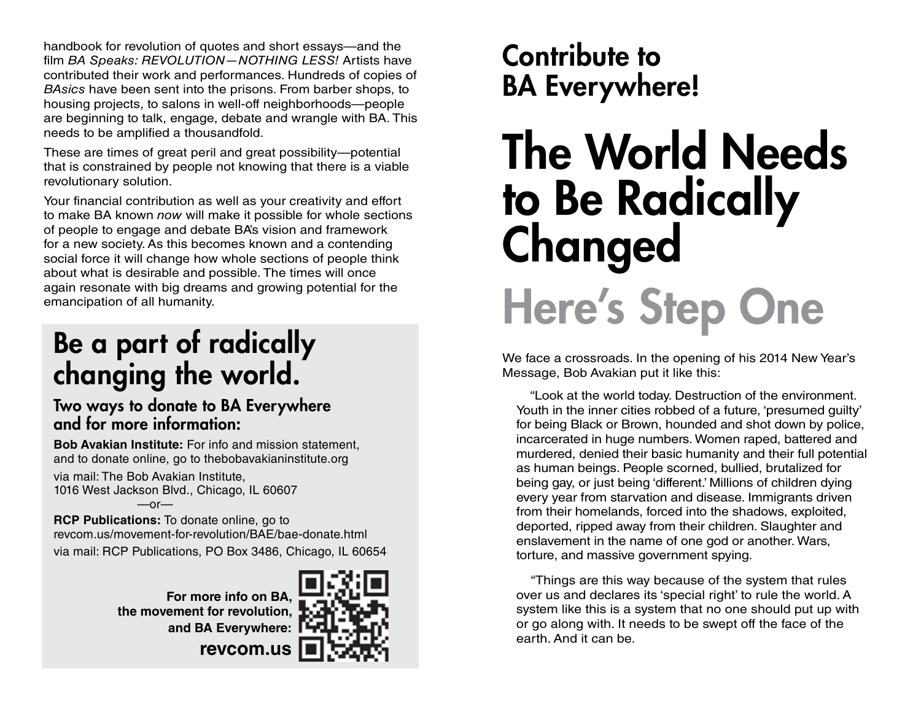handbook for revolution of quotes and short essays—and the film *BA Speaks: REVOLUTION—NOTHING LESS!* Artists have contributed their work and performances. Hundreds of copies of *BAsics* have been sent into the prisons. From barber shops, to housing projects, to salons in well-off neighborhoods—people are beginning to talk, engage, debate and wrangle with BA. This needs to be amplified a thousandfold.

These are times of great peril and great possibility—potential that is constrained by people not knowing that there is a viable revolutionary solution.

Your financial contribution as well as your creativity and effort to make BA known *now* will make it possible for whole sections of people to engage and debate BA's vision and framework for a new society. As this becomes known and a contending social force it will change how whole sections of people think about what is desirable and possible. The times will once again resonate with big dreams and growing potential for the emancipation of all humanity.

## Be a part of radically changing the world.

### Two ways to donate to BA Everywhere and for more information:

**Bob Avakian Institute:** For info and mission statement, and to donate online, go to thebobavakianinstitute.org

via mail: The Bob Avakian Institute, 1016 West Jackson Blvd., Chicago, IL 60607

—or—

**RCP Publications:** To donate online, go to revcom.us/movement-for-revolution/BAE/bae-donate.html

via mail: RCP Publications, PO Box 3486, Chicago, IL 60654

**For more info on BA, the movement for revolution, and BA Everywhere:**

**revcom.us**

## Contribute to BA Everywhere!

# The World Needs to Be Radically Changed

# Here's Step One

We face a crossroads. In the opening of his 2014 New Year's Message, Bob Avakian put it like this:

> "Look at the world today. Destruction of the environment. Youth in the inner cities robbed of a future, 'presumed guilty' for being Black or Brown, hounded and shot down by police, incarcerated in huge numbers. Women raped, battered and murdered, denied their basic humanity and their full potential as human beings. People scorned, bullied, brutalized for being gay, or just being 'different.' Millions of children dying every year from starvation and disease. Immigrants driven from their homelands, forced into the shadows, exploited, deported, ripped away from their children. Slaughter and enslavement in the name of one god or another. Wars, torture, and massive government spying.
>
> "Things are this way because of the system that rules over us and declares its 'special right' to rule the world. A system like this is a system that no one should put up with or go along with. It needs to be swept off the face of the earth. And it can be.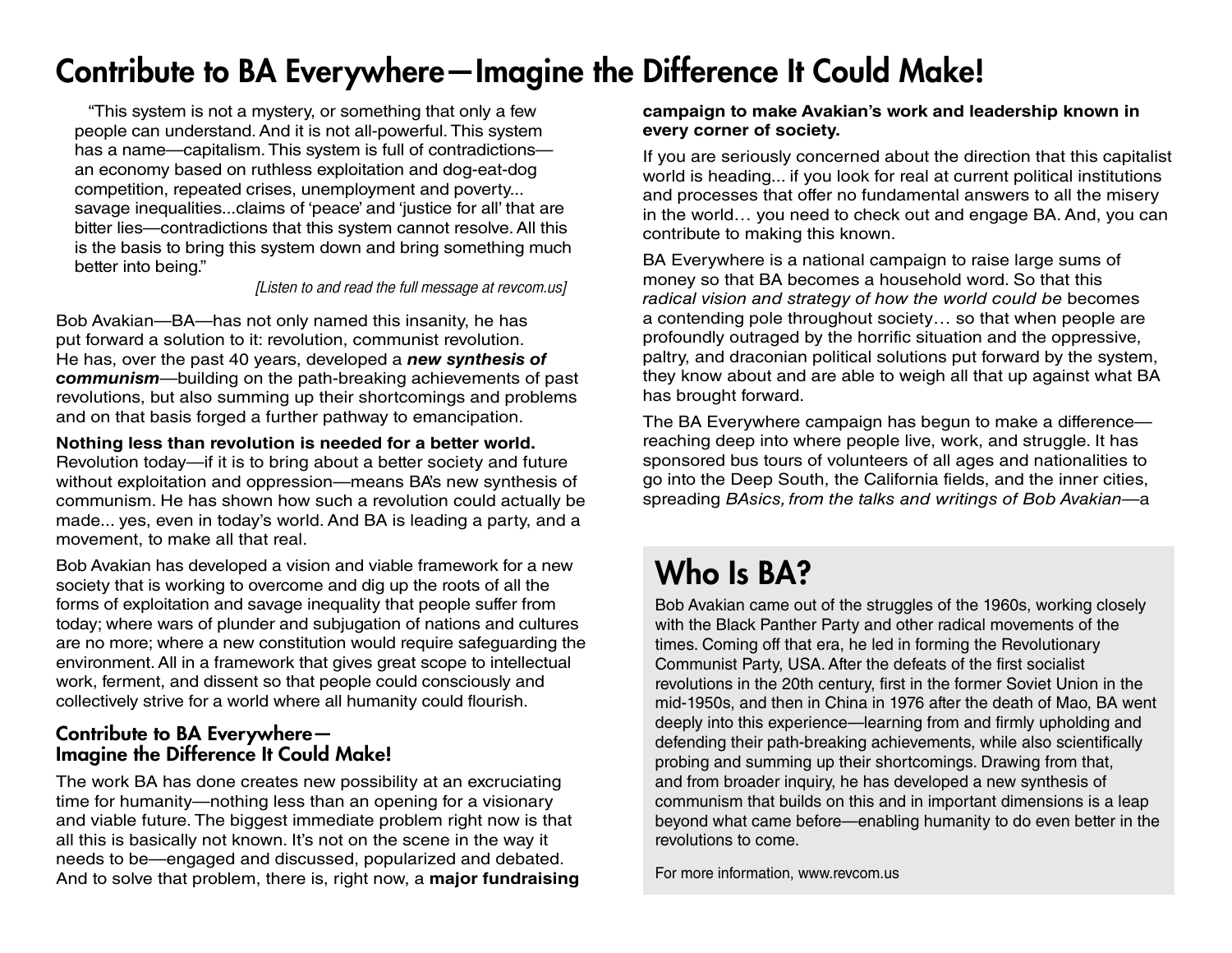# Contribute to BA Everywhere—Imagine the Difference It Could Make!

"This system is not a mystery, or something that only a few people can understand. And it is not all-powerful. This system has a name—capitalism. This system is full of contradictions—an economy based on ruthless exploitation and dog-eat-dog competition, repeated crises, unemployment and poverty... savage inequalities...claims of 'peace' and 'justice for all' that are bitter lies—contradictions that this system cannot resolve. All this is the basis to bring this system down and bring something much better into being."

*[Listen to and read the full message at revcom.us]*

Bob Avakian—BA—has not only named this insanity, he has put forward a solution to it: revolution, communist revolution. He has, over the past 40 years, developed a ***new synthesis of communism***—building on the path-breaking achievements of past revolutions, but also summing up their shortcomings and problems and on that basis forged a further pathway to emancipation.

**Nothing less than revolution is needed for a better world.** Revolution today—if it is to bring about a better society and future without exploitation and oppression—means BA's new synthesis of communism. He has shown how such a revolution could actually be made... yes, even in today's world. And BA is leading a party, and a movement, to make all that real.

Bob Avakian has developed a vision and viable framework for a new society that is working to overcome and dig up the roots of all the forms of exploitation and savage inequality that people suffer from today; where wars of plunder and subjugation of nations and cultures are no more; where a new constitution would require safeguarding the environment. All in a framework that gives great scope to intellectual work, ferment, and dissent so that people could consciously and collectively strive for a world where all humanity could flourish.

### Contribute to BA Everywhere— Imagine the Difference It Could Make!

The work BA has done creates new possibility at an excruciating time for humanity—nothing less than an opening for a visionary and viable future. The biggest immediate problem right now is that all this is basically not known. It's not on the scene in the way it needs to be—engaged and discussed, popularized and debated. And to solve that problem, there is, right now, a **major fundraising campaign to make Avakian's work and leadership known in every corner of society.**

If you are seriously concerned about the direction that this capitalist world is heading... if you look for real at current political institutions and processes that offer no fundamental answers to all the misery in the world… you need to check out and engage BA. And, you can contribute to making this known.

BA Everywhere is a national campaign to raise large sums of money so that BA becomes a household word. So that this *radical vision and strategy of how the world could be* becomes a contending pole throughout society… so that when people are profoundly outraged by the horrific situation and the oppressive, paltry, and draconian political solutions put forward by the system, they know about and are able to weigh all that up against what BA has brought forward.

The BA Everywhere campaign has begun to make a difference—reaching deep into where people live, work, and struggle. It has sponsored bus tours of volunteers of all ages and nationalities to go into the Deep South, the California fields, and the inner cities, spreading *BAsics, from the talks and writings of Bob Avakian*—a

## Who Is BA?

Bob Avakian came out of the struggles of the 1960s, working closely with the Black Panther Party and other radical movements of the times. Coming off that era, he led in forming the Revolutionary Communist Party, USA. After the defeats of the first socialist revolutions in the 20th century, first in the former Soviet Union in the mid-1950s, and then in China in 1976 after the death of Mao, BA went deeply into this experience—learning from and firmly upholding and defending their path-breaking achievements, while also scientifically probing and summing up their shortcomings. Drawing from that, and from broader inquiry, he has developed a new synthesis of communism that builds on this and in important dimensions is a leap beyond what came before—enabling humanity to do even better in the revolutions to come.

For more information, www.revcom.us